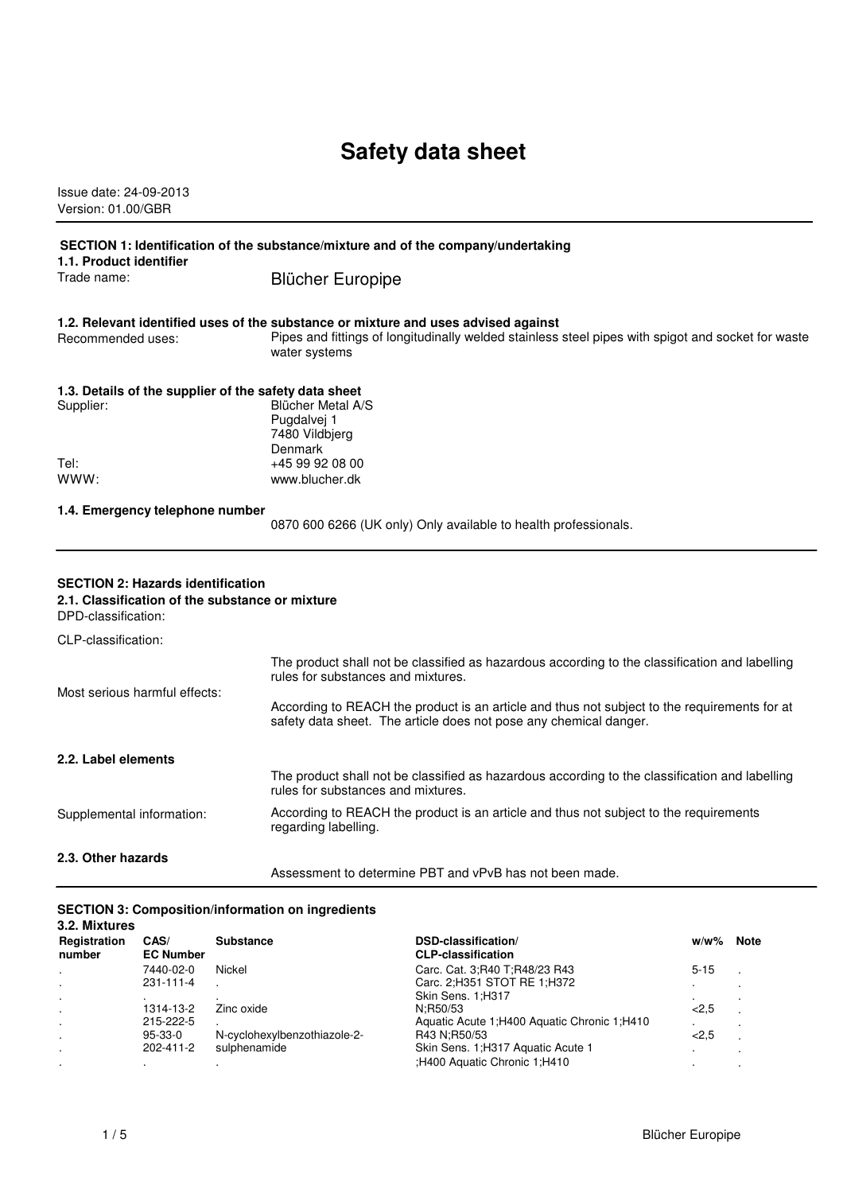# Safety data sheet

Issue date: 24-09-2013
Version: 01.00/GBR

## SECTION 1: Identification of the substance/mixture and of the company/undertaking

### 1.1. Product identifier

Trade name: Blücher Europipe

### 1.2. Relevant identified uses of the substance or mixture and uses advised against

Recommended uses: Pipes and fittings of longitudinally welded stainless steel pipes with spigot and socket for waste water systems

### 1.3. Details of the supplier of the safety data sheet

Supplier: Blücher Metal A/S
Pugdalvej 1
7480 Vildbjerg
Denmark

Tel: +45 99 92 08 00
WWW: www.blucher.dk

### 1.4. Emergency telephone number

0870 600 6266 (UK only) Only available to health professionals.

## SECTION 2: Hazards identification

### 2.1. Classification of the substance or mixture

DPD-classification:

CLP-classification:

The product shall not be classified as hazardous according to the classification and labelling rules for substances and mixtures.

Most serious harmful effects:

According to REACH the product is an article and thus not subject to the requirements for at safety data sheet. The article does not pose any chemical danger.

### 2.2. Label elements

The product shall not be classified as hazardous according to the classification and labelling rules for substances and mixtures.

Supplemental information: According to REACH the product is an article and thus not subject to the requirements regarding labelling.

### 2.3. Other hazards

Assessment to determine PBT and vPvB has not been made.

## SECTION 3: Composition/information on ingredients

### 3.2. Mixtures

| Registration number | CAS/ EC Number | Substance | DSD-classification/ CLP-classification | w/w% | Note |
|---|---|---|---|---|---|
| . | 7440-02-0 | Nickel | Carc. Cat. 3;R40 T;R48/23 R43 | 5-15 | . |
| . | 231-111-4 | . | Carc. 2;H351 STOT RE 1;H372 | . | . |
| . | . | . | Skin Sens. 1;H317 | . | . |
| . | 1314-13-2 | Zinc oxide | N;R50/53 | <2,5 | . |
| . | 215-222-5 | . | Aquatic Acute 1;H400 Aquatic Chronic 1;H410 | . | . |
| . | 95-33-0 | N-cyclohexylbenzothiazole-2- | R43 N;R50/53 | <2,5 | . |
| . | 202-411-2 | sulphenamide | Skin Sens. 1;H317 Aquatic Acute 1 | . | . |
| . | . | . | ;H400 Aquatic Chronic 1;H410 | . | . |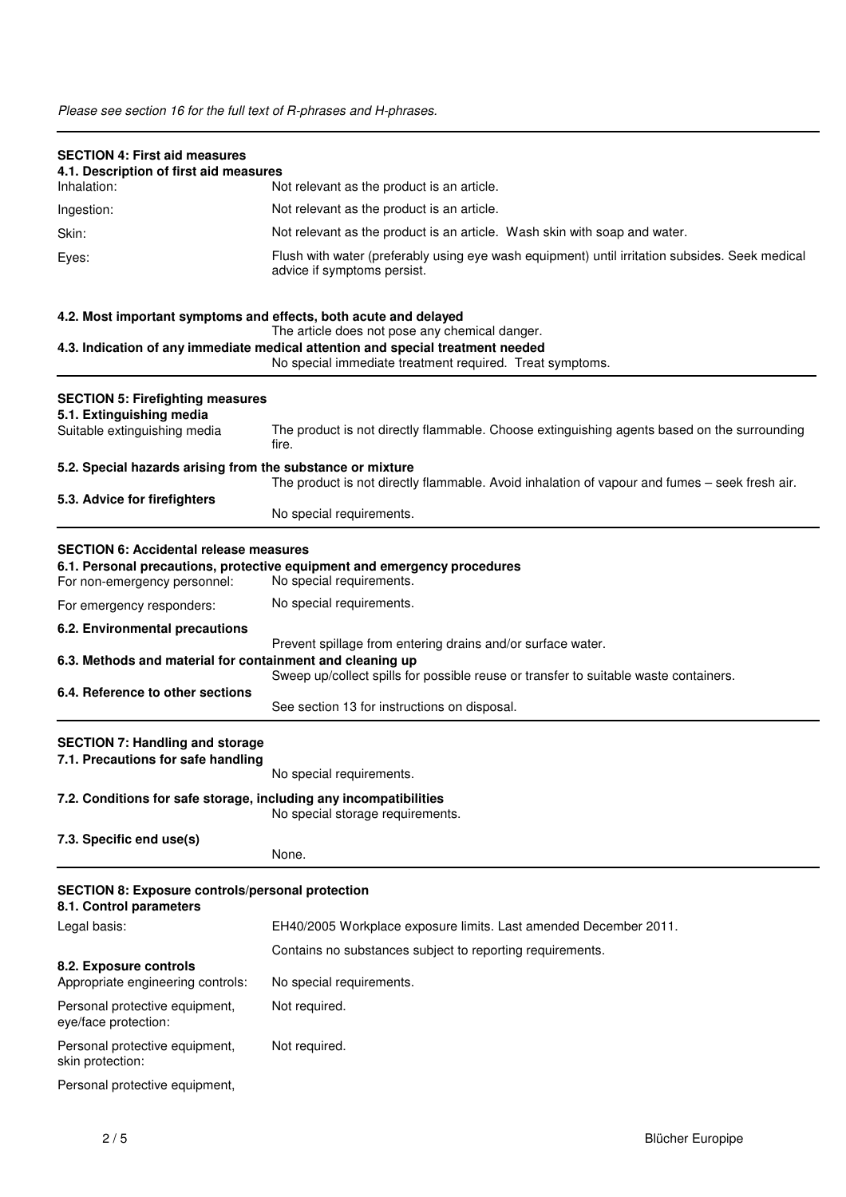*Please see section 16 for the full text of R-phrases and H-phrases.*

## SECTION 4: First aid measures

### 4.1. Description of first aid measures

| | |
|---|---|
| Inhalation: | Not relevant as the product is an article. |
| Ingestion: | Not relevant as the product is an article. |
| Skin: | Not relevant as the product is an article. Wash skin with soap and water. |
| Eyes: | Flush with water (preferably using eye wash equipment) until irritation subsides. Seek medical advice if symptoms persist. |

### 4.2. Most important symptoms and effects, both acute and delayed

The article does not pose any chemical danger.

### 4.3. Indication of any immediate medical attention and special treatment needed

No special immediate treatment required. Treat symptoms.

## SECTION 5: Firefighting measures

### 5.1. Extinguishing media

| | |
|---|---|
| Suitable extinguishing media | The product is not directly flammable. Choose extinguishing agents based on the surrounding fire. |

### 5.2. Special hazards arising from the substance or mixture

The product is not directly flammable. Avoid inhalation of vapour and fumes – seek fresh air.

### 5.3. Advice for firefighters

No special requirements.

## SECTION 6: Accidental release measures

### 6.1. Personal precautions, protective equipment and emergency procedures

| | |
|---|---|
| For non-emergency personnel: | No special requirements. |
| For emergency responders: | No special requirements. |

### 6.2. Environmental precautions

Prevent spillage from entering drains and/or surface water.

### 6.3. Methods and material for containment and cleaning up

Sweep up/collect spills for possible reuse or transfer to suitable waste containers.

### 6.4. Reference to other sections

See section 13 for instructions on disposal.

## SECTION 7: Handling and storage

### 7.1. Precautions for safe handling

No special requirements.

### 7.2. Conditions for safe storage, including any incompatibilities

No special storage requirements.

### 7.3. Specific end use(s)

None.

## SECTION 8: Exposure controls/personal protection

### 8.1. Control parameters

| | |
|---|---|
| Legal basis: | EH40/2005 Workplace exposure limits. Last amended December 2011. |
| | Contains no substances subject to reporting requirements. |

### 8.2. Exposure controls

| | |
|---|---|
| Appropriate engineering controls: | No special requirements. |
| Personal protective equipment, eye/face protection: | Not required. |
| Personal protective equipment, skin protection: | Not required. |

Personal protective equipment,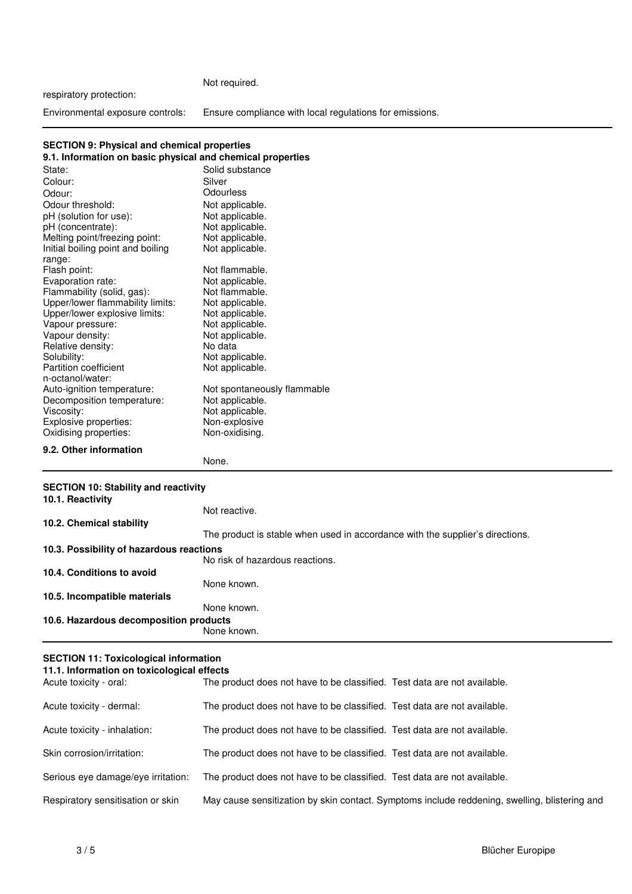| | |
|---|---|
| respiratory protection: | Not required. |
| Environmental exposure controls: | Ensure compliance with local regulations for emissions. |

## SECTION 9: Physical and chemical properties

### 9.1. Information on basic physical and chemical properties

| | |
|---|---|
| State: | Solid substance |
| Colour: | Silver |
| Odour: | Odourless |
| Odour threshold: | Not applicable. |
| pH (solution for use): | Not applicable. |
| pH (concentrate): | Not applicable. |
| Melting point/freezing point: | Not applicable. |
| Initial boiling point and boiling range: | Not applicable. |
| Flash point: | Not flammable. |
| Evaporation rate: | Not applicable. |
| Flammability (solid, gas): | Not flammable. |
| Upper/lower flammability limits: | Not applicable. |
| Upper/lower explosive limits: | Not applicable. |
| Vapour pressure: | Not applicable. |
| Vapour density: | Not applicable. |
| Relative density: | No data |
| Solubility: | Not applicable. |
| Partition coefficient n-octanol/water: | Not applicable. |
| Auto-ignition temperature: | Not spontaneously flammable |
| Decomposition temperature: | Not applicable. |
| Viscosity: | Not applicable. |
| Explosive properties: | Non-explosive |
| Oxidising properties: | Non-oxidising. |

### 9.2. Other information

None.

## SECTION 10: Stability and reactivity

### 10.1. Reactivity

Not reactive.

### 10.2. Chemical stability

The product is stable when used in accordance with the supplier's directions.

### 10.3. Possibility of hazardous reactions

No risk of hazardous reactions.

### 10.4. Conditions to avoid

None known.

### 10.5. Incompatible materials

None known.

### 10.6. Hazardous decomposition products

None known.

## SECTION 11: Toxicological information

### 11.1. Information on toxicological effects

| | |
|---|---|
| Acute toxicity - oral: | The product does not have to be classified. Test data are not available. |
| Acute toxicity - dermal: | The product does not have to be classified. Test data are not available. |
| Acute toxicity - inhalation: | The product does not have to be classified. Test data are not available. |
| Skin corrosion/irritation: | The product does not have to be classified. Test data are not available. |
| Serious eye damage/eye irritation: | The product does not have to be classified. Test data are not available. |
| Respiratory sensitisation or skin | May cause sensitization by skin contact. Symptoms include reddening, swelling, blistering and |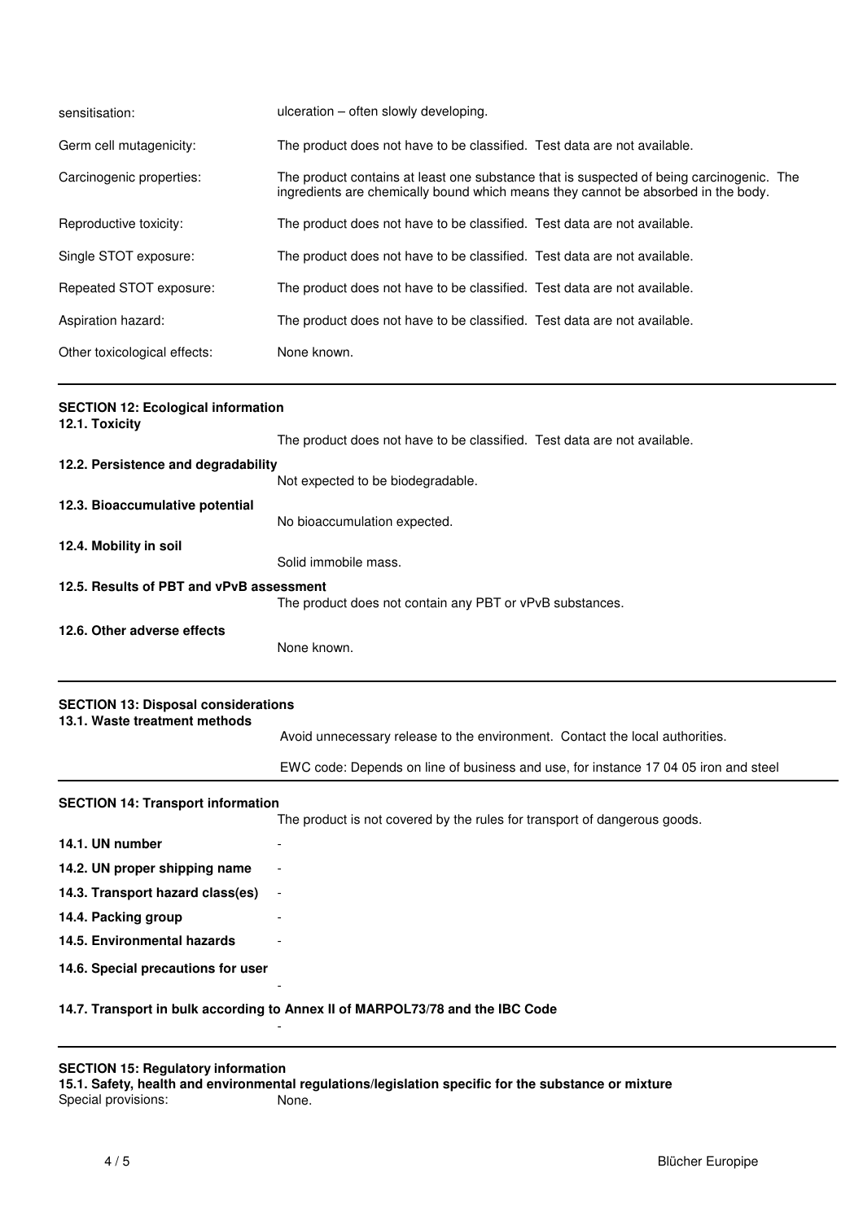| | |
|---|---|
| sensitisation: | ulceration – often slowly developing. |
| Germ cell mutagenicity: | The product does not have to be classified. Test data are not available. |
| Carcinogenic properties: | The product contains at least one substance that is suspected of being carcinogenic. The ingredients are chemically bound which means they cannot be absorbed in the body. |
| Reproductive toxicity: | The product does not have to be classified. Test data are not available. |
| Single STOT exposure: | The product does not have to be classified. Test data are not available. |
| Repeated STOT exposure: | The product does not have to be classified. Test data are not available. |
| Aspiration hazard: | The product does not have to be classified. Test data are not available. |
| Other toxicological effects: | None known. |

## SECTION 12: Ecological information

**12.1. Toxicity**

The product does not have to be classified. Test data are not available.

**12.2. Persistence and degradability**

Not expected to be biodegradable.

**12.3. Bioaccumulative potential**

No bioaccumulation expected.

**12.4. Mobility in soil**

Solid immobile mass.

**12.5. Results of PBT and vPvB assessment**

The product does not contain any PBT or vPvB substances.

**12.6. Other adverse effects**

None known.

## SECTION 13: Disposal considerations

**13.1. Waste treatment methods**

Avoid unnecessary release to the environment. Contact the local authorities.

EWC code: Depends on line of business and use, for instance 17 04 05 iron and steel

## SECTION 14: Transport information

The product is not covered by the rules for transport of dangerous goods.

| | |
|---|---|
| **14.1. UN number** | - |
| **14.2. UN proper shipping name** | - |
| **14.3. Transport hazard class(es)** | - |
| **14.4. Packing group** | - |
| **14.5. Environmental hazards** | - |
| **14.6. Special precautions for user** | - |

**14.7. Transport in bulk according to Annex II of MARPOL73/78 and the IBC Code**

-

## SECTION 15: Regulatory information

**15.1. Safety, health and environmental regulations/legislation specific for the substance or mixture**

Special provisions: None.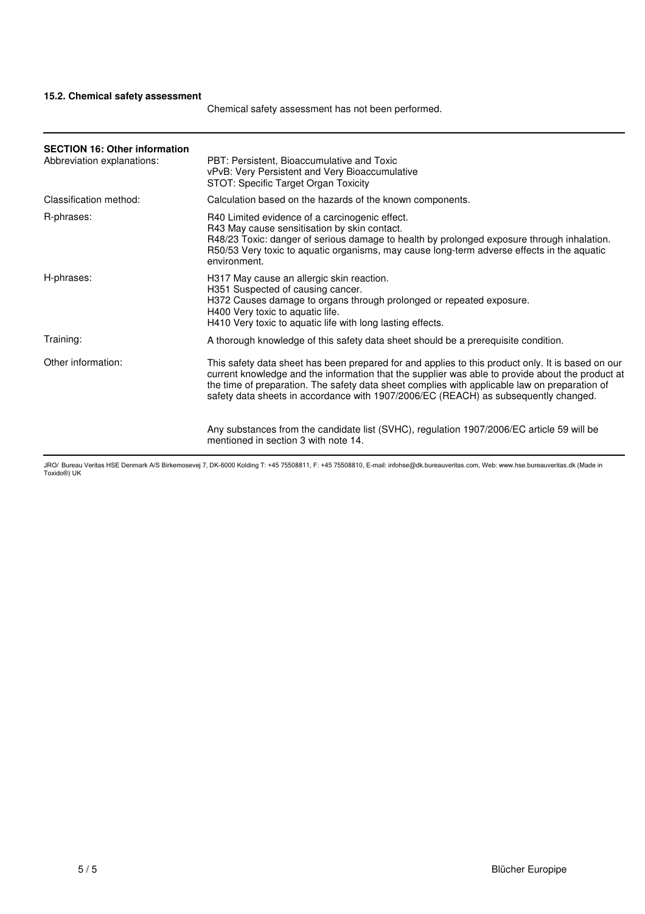#### 15.2. Chemical safety assessment

Chemical safety assessment has not been performed.

## SECTION 16: Other information

| | |
|---|---|
| Abbreviation explanations: | PBT: Persistent, Bioaccumulative and Toxic<br>vPvB: Very Persistent and Very Bioaccumulative<br>STOT: Specific Target Organ Toxicity |
| Classification method: | Calculation based on the hazards of the known components. |
| R-phrases: | R40 Limited evidence of a carcinogenic effect.<br>R43 May cause sensitisation by skin contact.<br>R48/23 Toxic: danger of serious damage to health by prolonged exposure through inhalation.<br>R50/53 Very toxic to aquatic organisms, may cause long-term adverse effects in the aquatic environment. |
| H-phrases: | H317 May cause an allergic skin reaction.<br>H351 Suspected of causing cancer.<br>H372 Causes damage to organs through prolonged or repeated exposure.<br>H400 Very toxic to aquatic life.<br>H410 Very toxic to aquatic life with long lasting effects. |
| Training: | A thorough knowledge of this safety data sheet should be a prerequisite condition. |
| Other information: | This safety data sheet has been prepared for and applies to this product only. It is based on our current knowledge and the information that the supplier was able to provide about the product at the time of preparation. The safety data sheet complies with applicable law on preparation of safety data sheets in accordance with 1907/2006/EC (REACH) as subsequently changed.<br><br>Any substances from the candidate list (SVHC), regulation 1907/2006/EC article 59 will be mentioned in section 3 with note 14. |

JRO/ Bureau Veritas HSE Denmark A/S Birkemosevej 7, DK-6000 Kolding T: +45 75508811, F: +45 75508810, E-mail: infohse@dk.bureauveritas.com, Web: www.hse.bureauveritas.dk (Made in Toxido®) UK